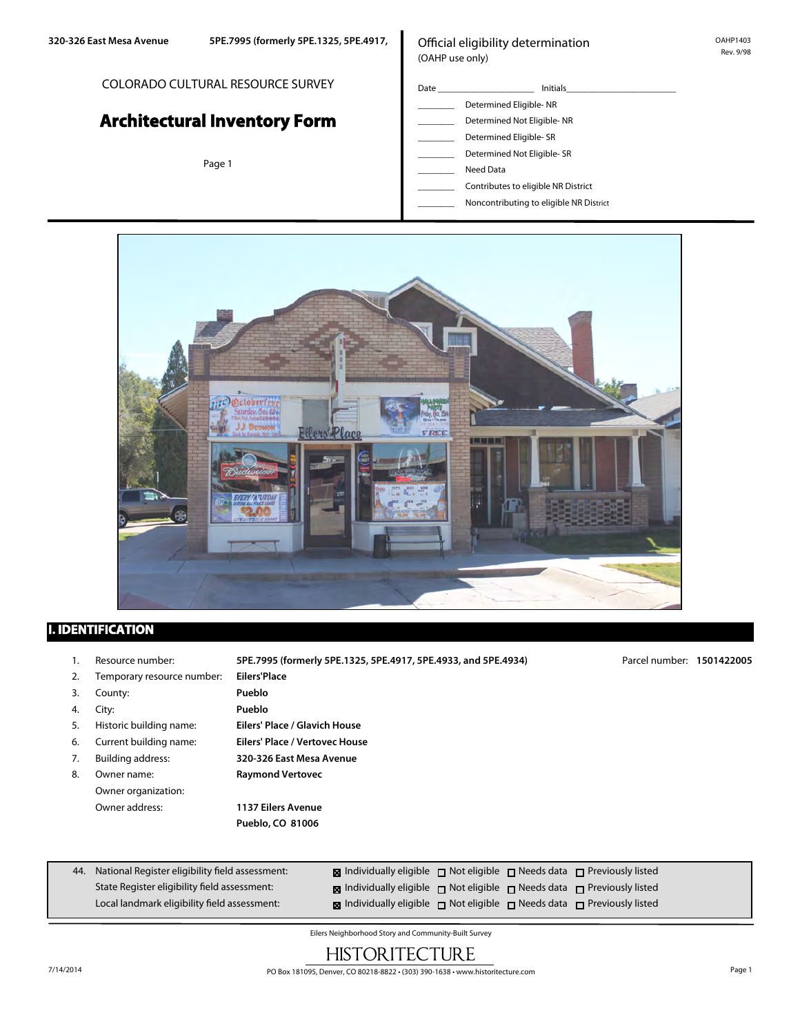320-326 East Mesa Avenue 5PE.7995 (formerly 5PE.1325, 5PE.4917,

COLORADO CULTURAL RESOURCE SURVEY

# Architectural Inventory Form

Official eligibility determination
(OAHP use only)

OAHP1403
Rev. 9/98

Date ____________________ Initials ______________________

________ Determined Eligible- NR
________ Determined Not Eligible- NR
________ Determined Eligible- SR
________ Determined Not Eligible- SR
________ Need Data
________ Contributes to eligible NR District
________ Noncontributing to eligible NR District

## I. IDENTIFICATION

1. Resource number: **5PE.7995 (formerly 5PE.1325, 5PE.4917, 5PE.4933, and 5PE.4934)** Parcel number: **1501422005**
2. Temporary resource number: **Eilers'Place**
3. County: **Pueblo**
4. City: **Pueblo**
5. Historic building name: **Eilers' Place / Glavich House**
6. Current building name: **Eilers' Place / Vertovec House**
7. Building address: **320-326 East Mesa Avenue**
8. Owner name: **Raymond Vertovec**
   Owner organization:
   Owner address: **1137 Eilers Avenue**
   **Pueblo, CO 81006**

44. National Register eligibility field assessment: ☒ Individually eligible ☐ Not eligible ☐ Needs data ☐ Previously listed
    State Register eligibility field assessment: ☒ Individually eligible ☐ Not eligible ☐ Needs data ☐ Previously listed
    Local landmark eligibility field assessment: ☒ Individually eligible ☐ Not eligible ☐ Needs data ☐ Previously listed

Eilers Neighborhood Story and Community-Built Survey

HISTORITECTURE
PO Box 181095, Denver, CO 80218-8822 • (303) 390-1638 • www.historitecture.com

7/14/2014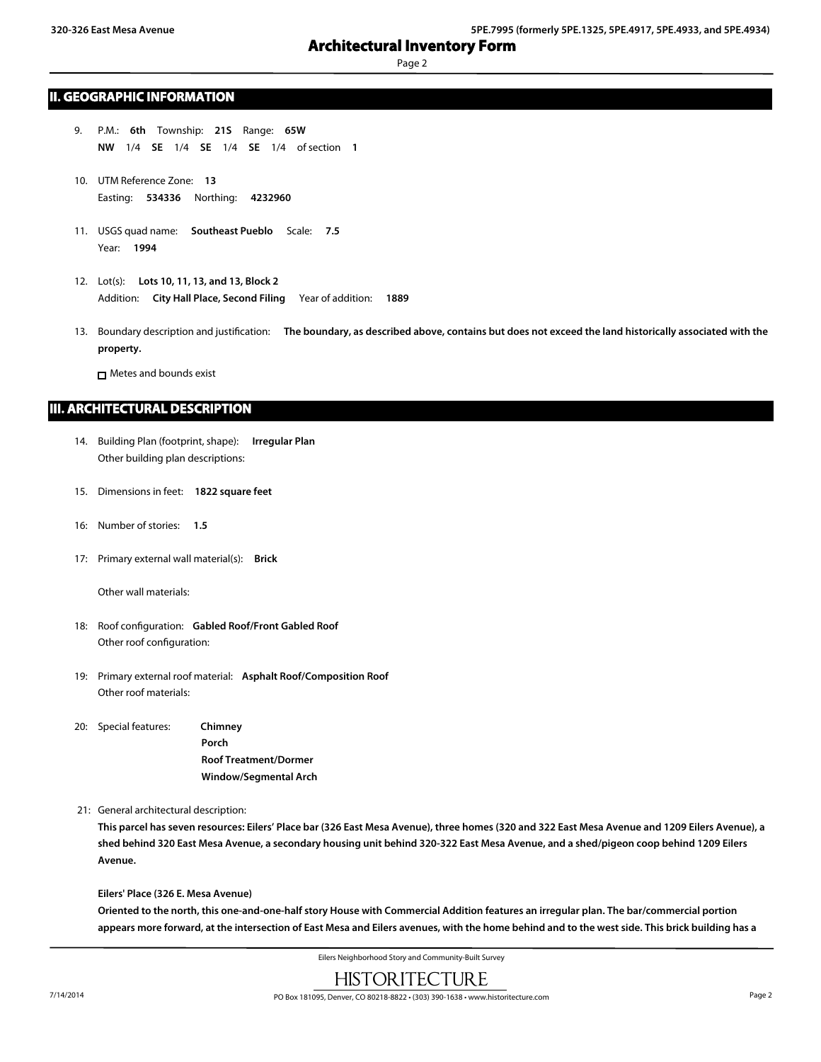## II. GEOGRAPHIC INFORMATION

9. P.M.: **6th** Township: **21S** Range: **65W**
   **NW** 1/4 **SE** 1/4 **SE** 1/4 **SE** 1/4 of section **1**

10. UTM Reference Zone: **13**
    Easting: **534336** Northing: **4232960**

11. USGS quad name: **Southeast Pueblo** Scale: **7.5**
    Year: **1994**

12. Lot(s): **Lots 10, 11, 13, and 13, Block 2**
    Addition: **City Hall Place, Second Filing** Year of addition: **1889**

13. Boundary description and justification: **The boundary, as described above, contains but does not exceed the land historically associated with the property.**

    ☐ Metes and bounds exist

## III. ARCHITECTURAL DESCRIPTION

14. Building Plan (footprint, shape): **Irregular Plan**
    Other building plan descriptions:

15. Dimensions in feet: **1822 square feet**

16: Number of stories: **1.5**

17: Primary external wall material(s): **Brick**

    Other wall materials:

18: Roof configuration: **Gabled Roof/Front Gabled Roof**
    Other roof configuration:

19: Primary external roof material: **Asphalt Roof/Composition Roof**
    Other roof materials:

20: Special features:
    **Chimney**
    **Porch**
    **Roof Treatment/Dormer**
    **Window/Segmental Arch**

21: General architectural description:

**This parcel has seven resources: Eilers' Place bar (326 East Mesa Avenue), three homes (320 and 322 East Mesa Avenue and 1209 Eilers Avenue), a shed behind 320 East Mesa Avenue, a secondary housing unit behind 320-322 East Mesa Avenue, and a shed/pigeon coop behind 1209 Eilers Avenue.**

**Eilers' Place (326 E. Mesa Avenue)**

**Oriented to the north, this one-and-one-half story House with Commercial Addition features an irregular plan. The bar/commercial portion appears more forward, at the intersection of East Mesa and Eilers avenues, with the home behind and to the west side. This brick building has a**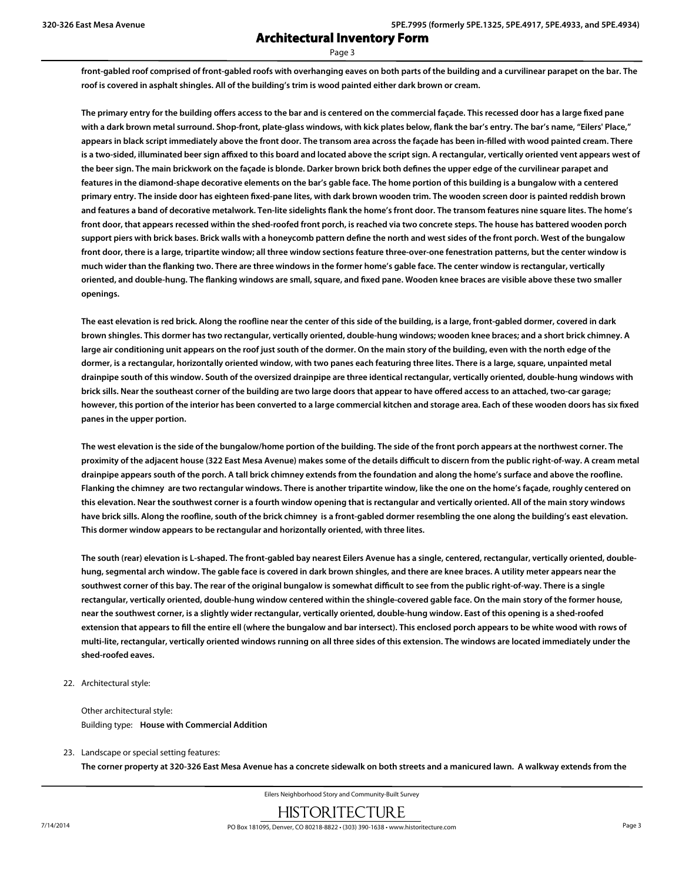**front-gabled roof comprised of front-gabled roofs with overhanging eaves on both parts of the building and a curvilinear parapet on the bar. The roof is covered in asphalt shingles. All of the building's trim is wood painted either dark brown or cream.**

**The primary entry for the building offers access to the bar and is centered on the commercial façade. This recessed door has a large fixed pane with a dark brown metal surround. Shop-front, plate-glass windows, with kick plates below, flank the bar's entry. The bar's name, "Eilers' Place," appears in black script immediately above the front door. The transom area across the façade has been in-filled with wood painted cream. There is a two-sided, illuminated beer sign affixed to this board and located above the script sign. A rectangular, vertically oriented vent appears west of the beer sign. The main brickwork on the façade is blonde. Darker brown brick both defines the upper edge of the curvilinear parapet and features in the diamond-shape decorative elements on the bar's gable face. The home portion of this building is a bungalow with a centered primary entry. The inside door has eighteen fixed-pane lites, with dark brown wooden trim. The wooden screen door is painted reddish brown and features a band of decorative metalwork. Ten-lite sidelights flank the home's front door. The transom features nine square lites. The home's front door, that appears recessed within the shed-roofed front porch, is reached via two concrete steps. The house has battered wooden porch support piers with brick bases. Brick walls with a honeycomb pattern define the north and west sides of the front porch. West of the bungalow front door, there is a large, tripartite window; all three window sections feature three-over-one fenestration patterns, but the center window is much wider than the flanking two. There are three windows in the former home's gable face. The center window is rectangular, vertically oriented, and double-hung. The flanking windows are small, square, and fixed pane. Wooden knee braces are visible above these two smaller openings.**

**The east elevation is red brick. Along the roofline near the center of this side of the building, is a large, front-gabled dormer, covered in dark brown shingles. This dormer has two rectangular, vertically oriented, double-hung windows; wooden knee braces; and a short brick chimney. A large air conditioning unit appears on the roof just south of the dormer. On the main story of the building, even with the north edge of the dormer, is a rectangular, horizontally oriented window, with two panes each featuring three lites. There is a large, square, unpainted metal drainpipe south of this window. South of the oversized drainpipe are three identical rectangular, vertically oriented, double-hung windows with brick sills. Near the southeast corner of the building are two large doors that appear to have offered access to an attached, two-car garage; however, this portion of the interior has been converted to a large commercial kitchen and storage area. Each of these wooden doors has six fixed panes in the upper portion.**

**The west elevation is the side of the bungalow/home portion of the building. The side of the front porch appears at the northwest corner. The proximity of the adjacent house (322 East Mesa Avenue) makes some of the details difficult to discern from the public right-of-way. A cream metal drainpipe appears south of the porch. A tall brick chimney extends from the foundation and along the home's surface and above the roofline. Flanking the chimney are two rectangular windows. There is another tripartite window, like the one on the home's façade, roughly centered on this elevation. Near the southwest corner is a fourth window opening that is rectangular and vertically oriented. All of the main story windows have brick sills. Along the roofline, south of the brick chimney is a front-gabled dormer resembling the one along the building's east elevation. This dormer window appears to be rectangular and horizontally oriented, with three lites.**

**The south (rear) elevation is L-shaped. The front-gabled bay nearest Eilers Avenue has a single, centered, rectangular, vertically oriented, double-hung, segmental arch window. The gable face is covered in dark brown shingles, and there are knee braces. A utility meter appears near the southwest corner of this bay. The rear of the original bungalow is somewhat difficult to see from the public right-of-way. There is a single rectangular, vertically oriented, double-hung window centered within the shingle-covered gable face. On the main story of the former house, near the southwest corner, is a slightly wider rectangular, vertically oriented, double-hung window. East of this opening is a shed-roofed extension that appears to fill the entire ell (where the bungalow and bar intersect). This enclosed porch appears to be white wood with rows of multi-lite, rectangular, vertically oriented windows running on all three sides of this extension. The windows are located immediately under the shed-roofed eaves.**

22. Architectural style:

    Other architectural style:
    Building type: **House with Commercial Addition**

23. Landscape or special setting features:
    **The corner property at 320-326 East Mesa Avenue has a concrete sidewalk on both streets and a manicured lawn. A walkway extends from the**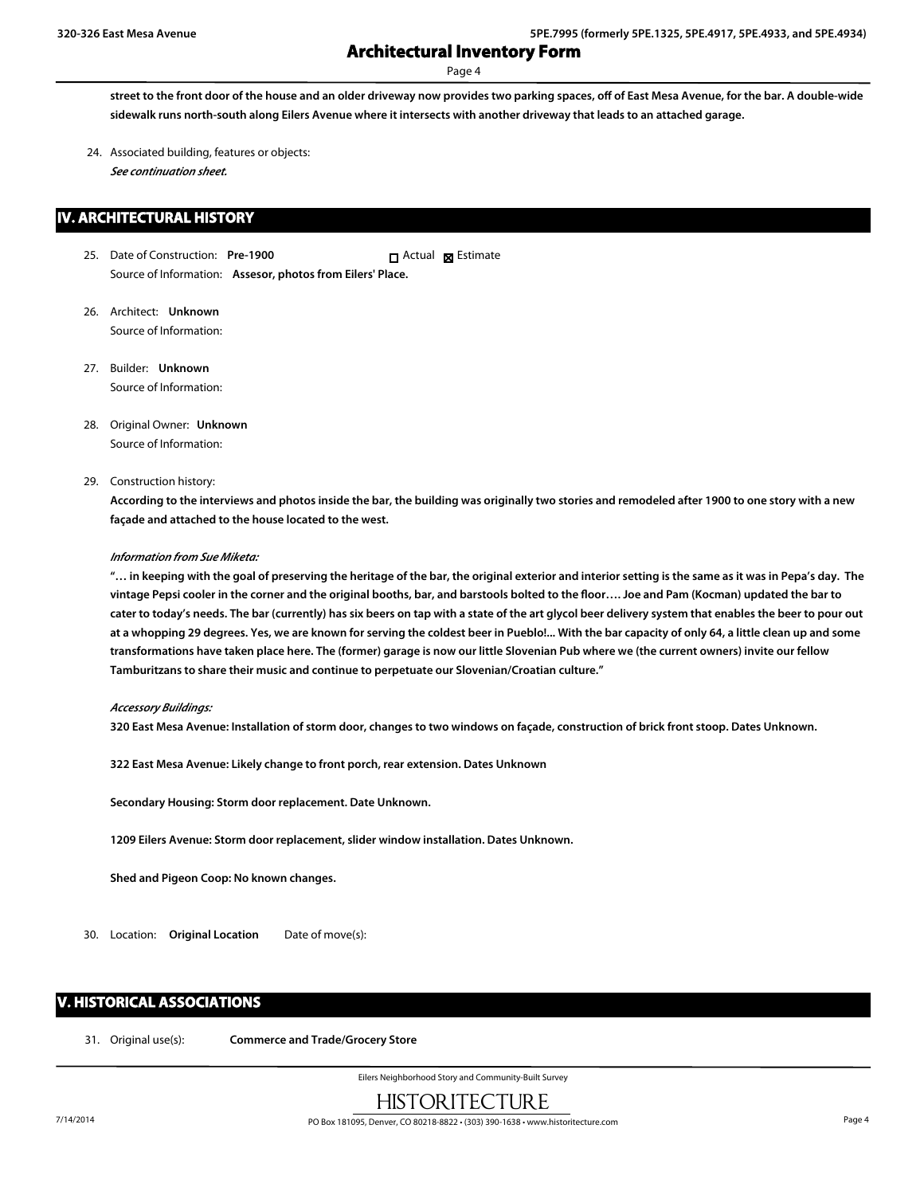**street to the front door of the house and an older driveway now provides two parking spaces, off of East Mesa Avenue, for the bar. A double-wide sidewalk runs north-south along Eilers Avenue where it intersects with another driveway that leads to an attached garage.**

24. Associated building, features or objects:
*See continuation sheet.*

## IV. ARCHITECTURAL HISTORY

25. Date of Construction: **Pre-1900** ☐ Actual ☒ Estimate
Source of Information: **Assesor, photos from Eilers' Place.**

26. Architect: **Unknown**
Source of Information:

27. Builder: **Unknown**
Source of Information:

28. Original Owner: **Unknown**
Source of Information:

29. Construction history:
**According to the interviews and photos inside the bar, the building was originally two stories and remodeled after 1900 to one story with a new façade and attached to the house located to the west.**

*Information from Sue Miketa:*
**"… in keeping with the goal of preserving the heritage of the bar, the original exterior and interior setting is the same as it was in Pepa's day. The vintage Pepsi cooler in the corner and the original booths, bar, and barstools bolted to the floor…. Joe and Pam (Kocman) updated the bar to cater to today's needs. The bar (currently) has six beers on tap with a state of the art glycol beer delivery system that enables the beer to pour out at a whopping 29 degrees. Yes, we are known for serving the coldest beer in Pueblo!... With the bar capacity of only 64, a little clean up and some transformations have taken place here. The (former) garage is now our little Slovenian Pub where we (the current owners) invite our fellow Tamburitzans to share their music and continue to perpetuate our Slovenian/Croatian culture."**

*Accessory Buildings:*
**320 East Mesa Avenue: Installation of storm door, changes to two windows on façade, construction of brick front stoop. Dates Unknown.**

**322 East Mesa Avenue: Likely change to front porch, rear extension. Dates Unknown**

**Secondary Housing: Storm door replacement. Date Unknown.**

**1209 Eilers Avenue: Storm door replacement, slider window installation. Dates Unknown.**

**Shed and Pigeon Coop: No known changes.**

30. Location: **Original Location** Date of move(s):

## V. HISTORICAL ASSOCIATIONS

31. Original use(s): **Commerce and Trade/Grocery Store**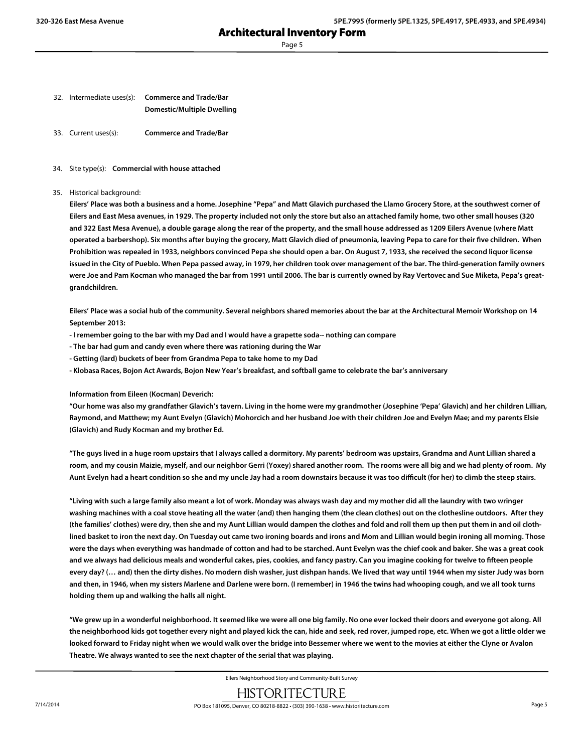32. Intermediate uses(s): **Commerce and Trade/Bar**
    **Domestic/Multiple Dwelling**

33. Current uses(s): **Commerce and Trade/Bar**

34. Site type(s): **Commercial with house attached**

35. Historical background:

**Eilers' Place was both a business and a home. Josephine "Pepa" and Matt Glavich purchased the Llamo Grocery Store, at the southwest corner of Eilers and East Mesa avenues, in 1929. The property included not only the store but also an attached family home, two other small houses (320 and 322 East Mesa Avenue), a double garage along the rear of the property, and the small house addressed as 1209 Eilers Avenue (where Matt operated a barbershop). Six months after buying the grocery, Matt Glavich died of pneumonia, leaving Pepa to care for their five children. When Prohibition was repealed in 1933, neighbors convinced Pepa she should open a bar. On August 7, 1933, she received the second liquor license issued in the City of Pueblo. When Pepa passed away, in 1979, her children took over management of the bar. The third-generation family owners were Joe and Pam Kocman who managed the bar from 1991 until 2006. The bar is currently owned by Ray Vertovec and Sue Miketa, Pepa's great-grandchildren.**

**Eilers' Place was a social hub of the community. Several neighbors shared memories about the bar at the Architectural Memoir Workshop on 14 September 2013:**

**- I remember going to the bar with my Dad and I would have a grapette soda-- nothing can compare**
**- The bar had gum and candy even where there was rationing during the War**
**- Getting (lard) buckets of beer from Grandma Pepa to take home to my Dad**
**- Klobasa Races, Bojon Act Awards, Bojon New Year's breakfast, and softball game to celebrate the bar's anniversary**

**Information from Eileen (Kocman) Deverich:**

**"Our home was also my grandfather Glavich's tavern. Living in the home were my grandmother (Josephine 'Pepa' Glavich) and her children Lillian, Raymond, and Matthew; my Aunt Evelyn (Glavich) Mohorcich and her husband Joe with their children Joe and Evelyn Mae; and my parents Elsie (Glavich) and Rudy Kocman and my brother Ed.**

**"The guys lived in a huge room upstairs that I always called a dormitory. My parents' bedroom was upstairs, Grandma and Aunt Lillian shared a room, and my cousin Maizie, myself, and our neighbor Gerri (Yoxey) shared another room. The rooms were all big and we had plenty of room. My Aunt Evelyn had a heart condition so she and my uncle Jay had a room downstairs because it was too difficult (for her) to climb the steep stairs.**

**"Living with such a large family also meant a lot of work. Monday was always wash day and my mother did all the laundry with two wringer washing machines with a coal stove heating all the water (and) then hanging them (the clean clothes) out on the clothesline outdoors. After they (the families' clothes) were dry, then she and my Aunt Lillian would dampen the clothes and fold and roll them up then put them in and oil cloth-lined basket to iron the next day. On Tuesday out came two ironing boards and irons and Mom and Lillian would begin ironing all morning. Those were the days when everything was handmade of cotton and had to be starched. Aunt Evelyn was the chief cook and baker. She was a great cook and we always had delicious meals and wonderful cakes, pies, cookies, and fancy pastry. Can you imagine cooking for twelve to fifteen people every day? (… and) then the dirty dishes. No modern dish washer, just dishpan hands. We lived that way until 1944 when my sister Judy was born and then, in 1946, when my sisters Marlene and Darlene were born. (I remember) in 1946 the twins had whooping cough, and we all took turns holding them up and walking the halls all night.**

**"We grew up in a wonderful neighborhood. It seemed like we were all one big family. No one ever locked their doors and everyone got along. All the neighborhood kids got together every night and played kick the can, hide and seek, red rover, jumped rope, etc. When we got a little older we looked forward to Friday night when we would walk over the bridge into Bessemer where we went to the movies at either the Clyne or Avalon Theatre. We always wanted to see the next chapter of the serial that was playing.**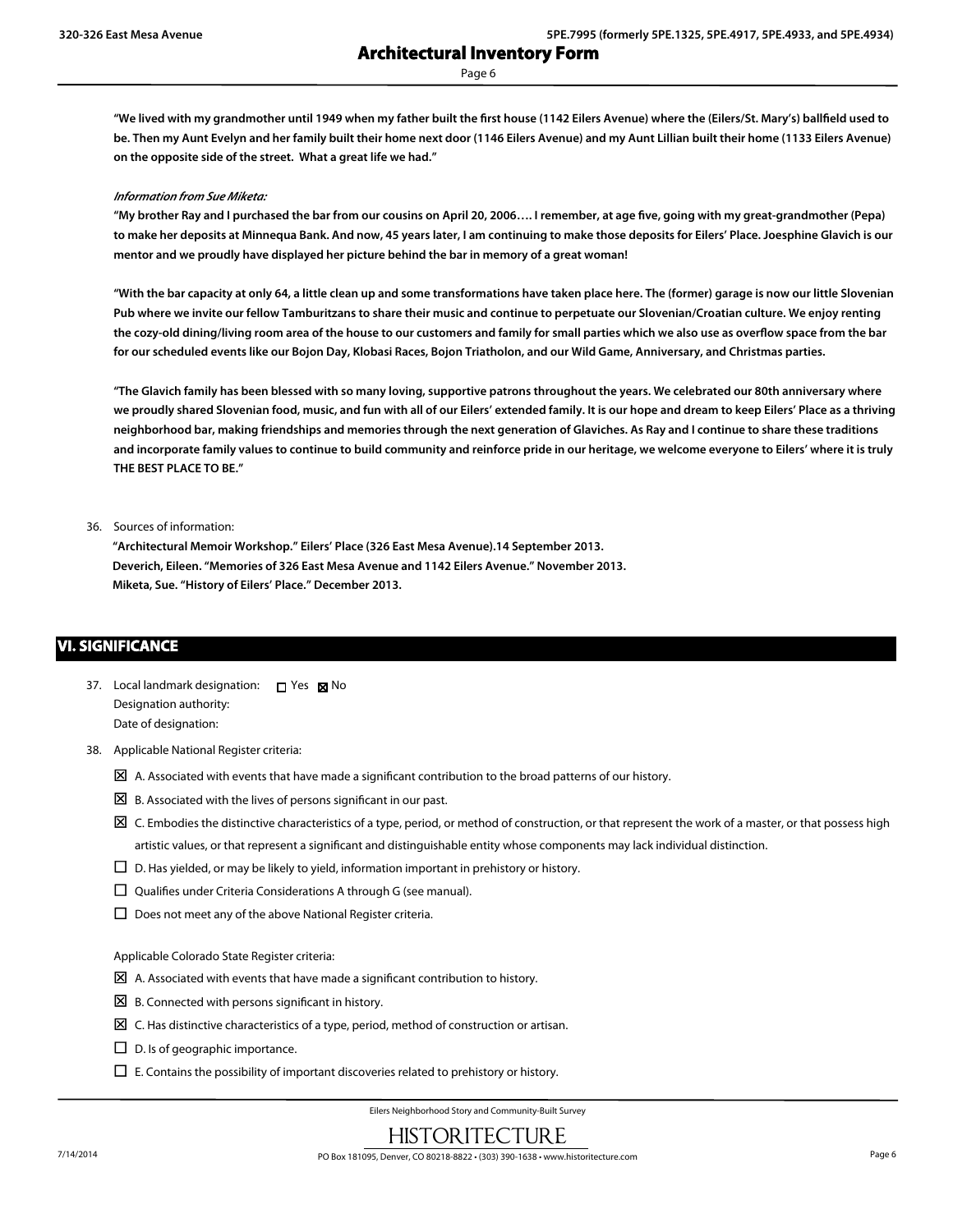**"We lived with my grandmother until 1949 when my father built the first house (1142 Eilers Avenue) where the (Eilers/St. Mary's) ballfield used to be. Then my Aunt Evelyn and her family built their home next door (1146 Eilers Avenue) and my Aunt Lillian built their home (1133 Eilers Avenue) on the opposite side of the street. What a great life we had."**

*Information from Sue Miketa:*

**"My brother Ray and I purchased the bar from our cousins on April 20, 2006…. I remember, at age five, going with my great-grandmother (Pepa) to make her deposits at Minnequa Bank. And now, 45 years later, I am continuing to make those deposits for Eilers' Place. Joesphine Glavich is our mentor and we proudly have displayed her picture behind the bar in memory of a great woman!**

**"With the bar capacity at only 64, a little clean up and some transformations have taken place here. The (former) garage is now our little Slovenian Pub where we invite our fellow Tamburitzans to share their music and continue to perpetuate our Slovenian/Croatian culture. We enjoy renting the cozy-old dining/living room area of the house to our customers and family for small parties which we also use as overflow space from the bar for our scheduled events like our Bojon Day, Klobasi Races, Bojon Triatholon, and our Wild Game, Anniversary, and Christmas parties.**

**"The Glavich family has been blessed with so many loving, supportive patrons throughout the years. We celebrated our 80th anniversary where we proudly shared Slovenian food, music, and fun with all of our Eilers' extended family. It is our hope and dream to keep Eilers' Place as a thriving neighborhood bar, making friendships and memories through the next generation of Glaviches. As Ray and I continue to share these traditions and incorporate family values to continue to build community and reinforce pride in our heritage, we welcome everyone to Eilers' where it is truly THE BEST PLACE TO BE."**

36. Sources of information:

**"Architectural Memoir Workshop." Eilers' Place (326 East Mesa Avenue).14 September 2013.**
**Deverich, Eileen. "Memories of 326 East Mesa Avenue and 1142 Eilers Avenue." November 2013.**
**Miketa, Sue. "History of Eilers' Place." December 2013.**

## VI. SIGNIFICANCE

37. Local landmark designation: ☐ Yes ☒ No
    Designation authority:
    Date of designation:

38. Applicable National Register criteria:

- ☒ A. Associated with events that have made a significant contribution to the broad patterns of our history.
- ☒ B. Associated with the lives of persons significant in our past.
- ☒ C. Embodies the distinctive characteristics of a type, period, or method of construction, or that represent the work of a master, or that possess high artistic values, or that represent a significant and distinguishable entity whose components may lack individual distinction.
- ☐ D. Has yielded, or may be likely to yield, information important in prehistory or history.
- ☐ Qualifies under Criteria Considerations A through G (see manual).
- ☐ Does not meet any of the above National Register criteria.

Applicable Colorado State Register criteria:

- ☒ A. Associated with events that have made a significant contribution to history.
- ☒ B. Connected with persons significant in history.
- ☒ C. Has distinctive characteristics of a type, period, method of construction or artisan.
- ☐ D. Is of geographic importance.
- ☐ E. Contains the possibility of important discoveries related to prehistory or history.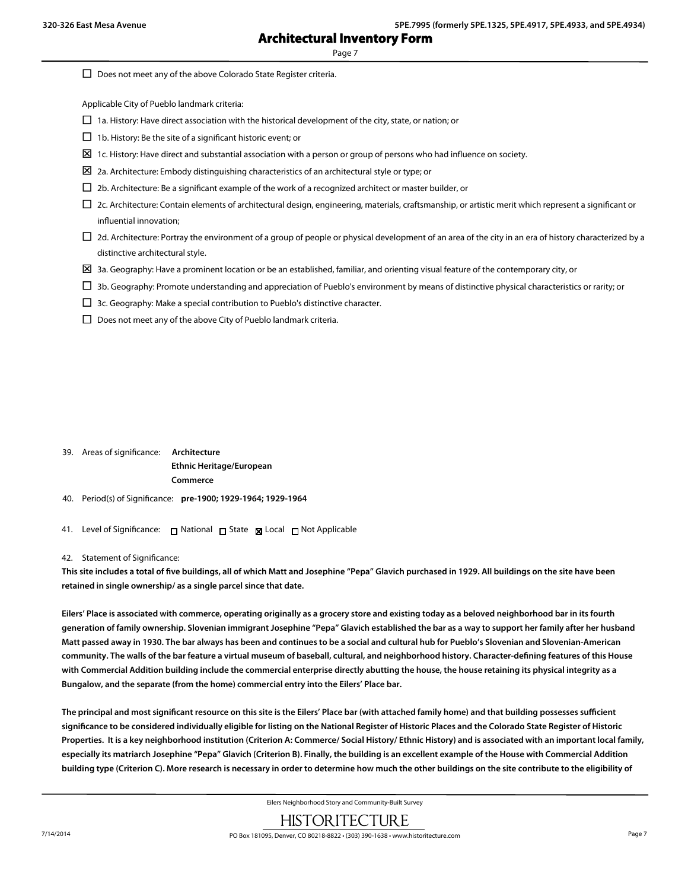☐ Does not meet any of the above Colorado State Register criteria.

Applicable City of Pueblo landmark criteria:

☐ 1a. History: Have direct association with the historical development of the city, state, or nation; or

☐ 1b. History: Be the site of a significant historic event; or

☒ 1c. History: Have direct and substantial association with a person or group of persons who had influence on society.

☒ 2a. Architecture: Embody distinguishing characteristics of an architectural style or type; or

☐ 2b. Architecture: Be a significant example of the work of a recognized architect or master builder, or

☐ 2c. Architecture: Contain elements of architectural design, engineering, materials, craftsmanship, or artistic merit which represent a significant or influential innovation;

☐ 2d. Architecture: Portray the environment of a group of people or physical development of an area of the city in an era of history characterized by a distinctive architectural style.

☒ 3a. Geography: Have a prominent location or be an established, familiar, and orienting visual feature of the contemporary city, or

☐ 3b. Geography: Promote understanding and appreciation of Pueblo's environment by means of distinctive physical characteristics or rarity; or

☐ 3c. Geography: Make a special contribution to Pueblo's distinctive character.

☐ Does not meet any of the above City of Pueblo landmark criteria.

39. Areas of significance: **Architecture**
**Ethnic Heritage/European**
**Commerce**

40. Period(s) of Significance: **pre-1900; 1929-1964; 1929-1964**

41. Level of Significance: ☐ National ☐ State ☒ Local ☐ Not Applicable

42. Statement of Significance:

**This site includes a total of five buildings, all of which Matt and Josephine "Pepa" Glavich purchased in 1929. All buildings on the site have been retained in single ownership/ as a single parcel since that date.**

**Eilers' Place is associated with commerce, operating originally as a grocery store and existing today as a beloved neighborhood bar in its fourth generation of family ownership. Slovenian immigrant Josephine "Pepa" Glavich established the bar as a way to support her family after her husband Matt passed away in 1930. The bar always has been and continues to be a social and cultural hub for Pueblo's Slovenian and Slovenian-American community. The walls of the bar feature a virtual museum of baseball, cultural, and neighborhood history. Character-defining features of this House with Commercial Addition building include the commercial enterprise directly abutting the house, the house retaining its physical integrity as a Bungalow, and the separate (from the home) commercial entry into the Eilers' Place bar.**

**The principal and most significant resource on this site is the Eilers' Place bar (with attached family home) and that building possesses sufficient significance to be considered individually eligible for listing on the National Register of Historic Places and the Colorado State Register of Historic Properties. It is a key neighborhood institution (Criterion A: Commerce/ Social History/ Ethnic History) and is associated with an important local family, especially its matriarch Josephine "Pepa" Glavich (Criterion B). Finally, the building is an excellent example of the House with Commercial Addition building type (Criterion C). More research is necessary in order to determine how much the other buildings on the site contribute to the eligibility of**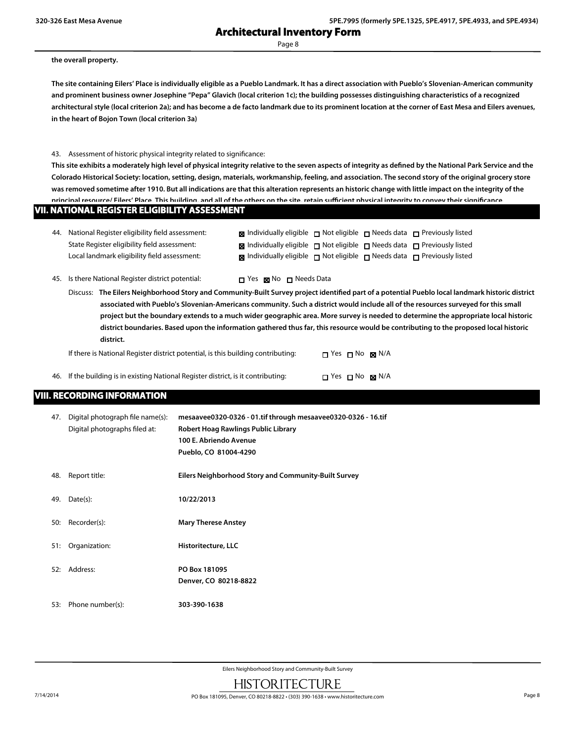**the overall property.**

**The site containing Eilers' Place is individually eligible as a Pueblo Landmark. It has a direct association with Pueblo's Slovenian-American community and prominent business owner Josephine "Pepa" Glavich (local criterion 1c); the building possesses distinguishing characteristics of a recognized architectural style (local criterion 2a); and has become a de facto landmark due to its prominent location at the corner of East Mesa and Eilers avenues, in the heart of Bojon Town (local criterion 3a)**

43. Assessment of historic physical integrity related to significance:

**This site exhibits a moderately high level of physical integrity relative to the seven aspects of integrity as defined by the National Park Service and the Colorado Historical Society: location, setting, design, materials, workmanship, feeling, and association. The second story of the original grocery store was removed sometime after 1910. But all indications are that this alteration represents an historic change with little impact on the integrity of the principal resource/ Eilers' Place. This building, and all of the others on the site, retain sufficient physical integrity to convey their significance.**

## VII. NATIONAL REGISTER ELIGIBILITY ASSESSMENT

44. National Register eligibility field assessment: ☒ Individually eligible ☐ Not eligible ☐ Needs data ☐ Previously listed
State Register eligibility field assessment: ☒ Individually eligible ☐ Not eligible ☐ Needs data ☐ Previously listed
Local landmark eligibility field assessment: ☒ Individually eligible ☐ Not eligible ☐ Needs data ☐ Previously listed

45. Is there National Register district potential: ☐ Yes ☒ No ☐ Needs Data

Discuss: **The Eilers Neighborhood Story and Community-Built Survey project identified part of a potential Pueblo local landmark historic district associated with Pueblo's Slovenian-Americans community. Such a district would include all of the resources surveyed for this small project but the boundary extends to a much wider geographic area. More survey is needed to determine the appropriate local historic district boundaries. Based upon the information gathered thus far, this resource would be contributing to the proposed local historic district.**

If there is National Register district potential, is this building contributing: ☐ Yes ☐ No ☒ N/A

46. If the building is in existing National Register district, is it contributing: ☐ Yes ☐ No ☒ N/A

## VIII. RECORDING INFORMATION

47. Digital photograph file name(s): **mesaavee0320-0326 - 01.tif through mesaavee0320-0326 - 16.tif**
Digital photographs filed at: **Robert Hoag Rawlings Public Library**
**100 E. Abriendo Avenue**
**Pueblo, CO 81004-4290**

48. Report title: **Eilers Neighborhood Story and Community-Built Survey**

49. Date(s): **10/22/2013**

50: Recorder(s): **Mary Therese Anstey**

51: Organization: **Historitecture, LLC**

52: Address: **PO Box 181095**
**Denver, CO 80218-8822**

53: Phone number(s): **303-390-1638**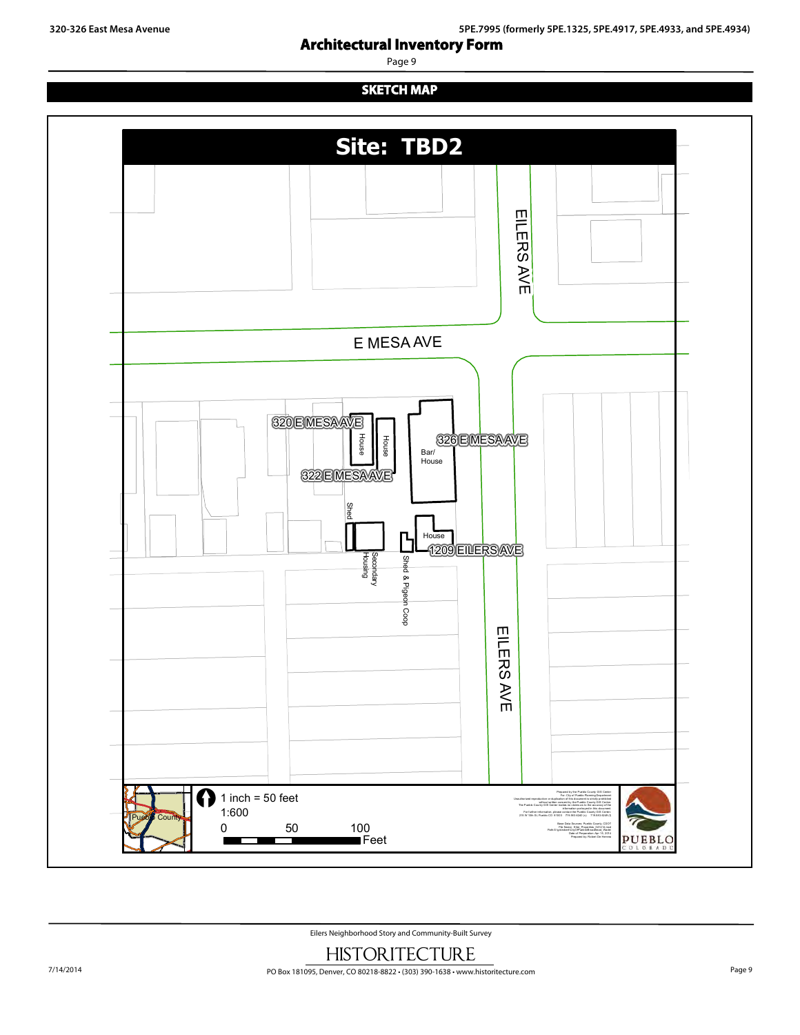## SKETCH MAP

# Site: TBD2

EILERS AVE

E MESA AVE

320 E MESA AVE

House

House

Bar/ House

326 E MESA AVE

322 E MESA AVE

Shed

House

1209 EILERS AVE

Secondary Housing

Shed & Pigeon Coop

EILERS AVE

Pueblo County

1 inch = 50 feet

1:600

0 50 100 Feet

PUEBLO COLORADO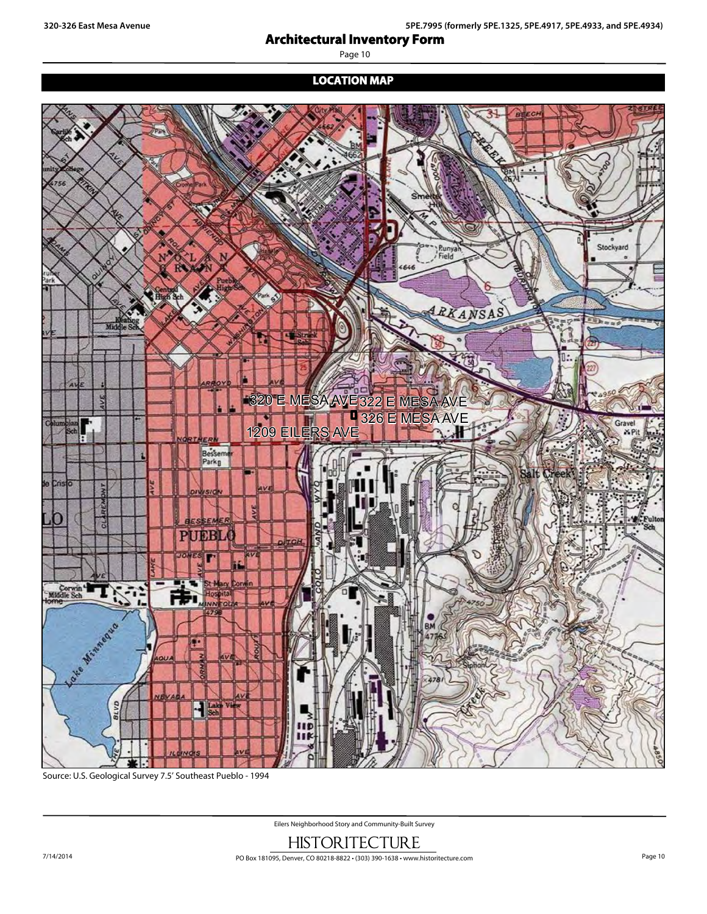## LOCATION MAP

Source: U.S. Geological Survey 7.5' Southeast Pueblo - 1994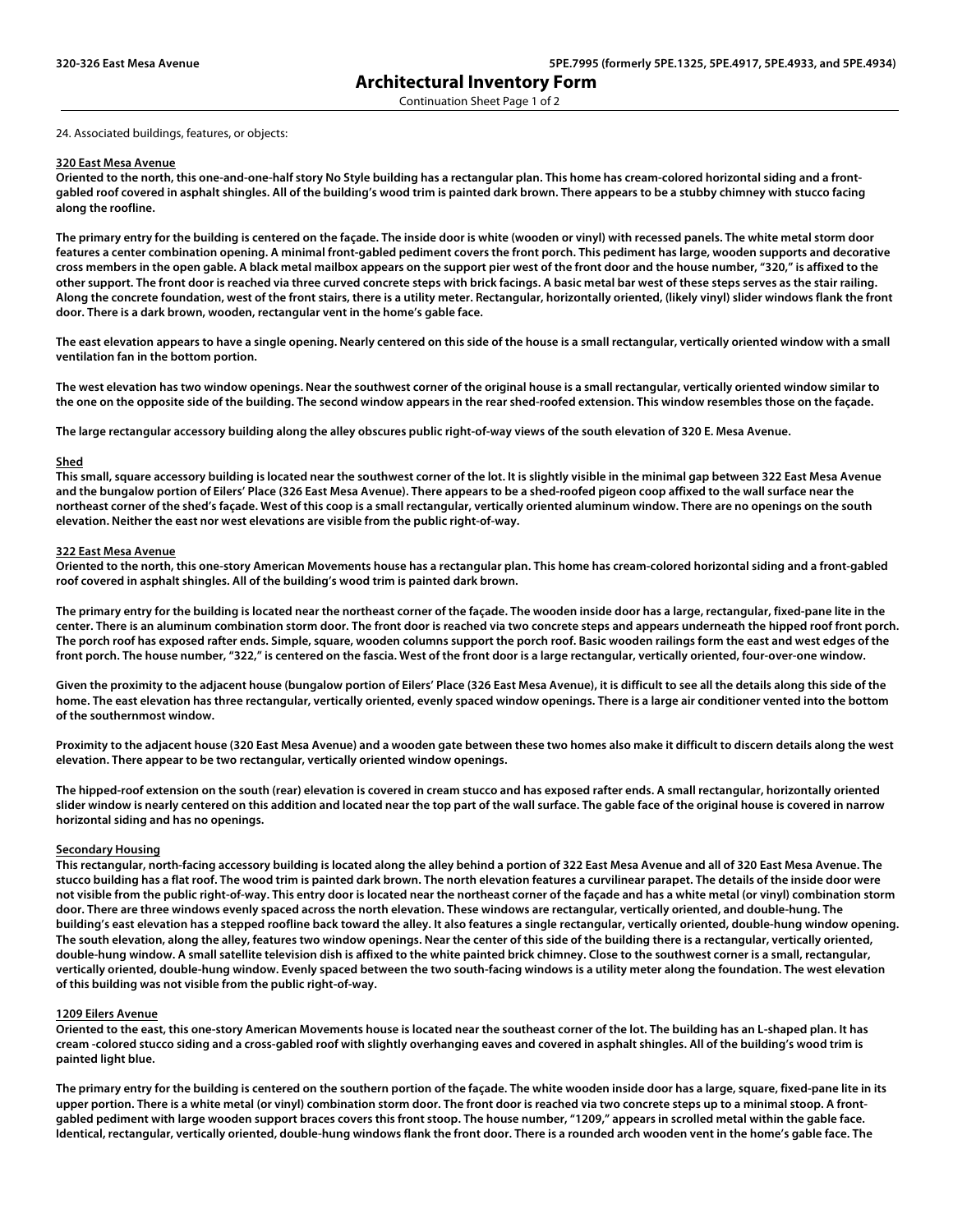# Architectural Inventory Form

24. Associated buildings, features, or objects:

**320 East Mesa Avenue**

**Oriented to the north, this one-and-one-half story No Style building has a rectangular plan. This home has cream-colored horizontal siding and a front-gabled roof covered in asphalt shingles. All of the building's wood trim is painted dark brown. There appears to be a stubby chimney with stucco facing along the roofline.**

**The primary entry for the building is centered on the façade. The inside door is white (wooden or vinyl) with recessed panels. The white metal storm door features a center combination opening. A minimal front-gabled pediment covers the front porch. This pediment has large, wooden supports and decorative cross members in the open gable. A black metal mailbox appears on the support pier west of the front door and the house number, "320," is affixed to the other support. The front door is reached via three curved concrete steps with brick facings. A basic metal bar west of these steps serves as the stair railing. Along the concrete foundation, west of the front stairs, there is a utility meter. Rectangular, horizontally oriented, (likely vinyl) slider windows flank the front door. There is a dark brown, wooden, rectangular vent in the home's gable face.**

**The east elevation appears to have a single opening. Nearly centered on this side of the house is a small rectangular, vertically oriented window with a small ventilation fan in the bottom portion.**

**The west elevation has two window openings. Near the southwest corner of the original house is a small rectangular, vertically oriented window similar to the one on the opposite side of the building. The second window appears in the rear shed-roofed extension. This window resembles those on the façade.**

**The large rectangular accessory building along the alley obscures public right-of-way views of the south elevation of 320 E. Mesa Avenue.**

**Shed**

**This small, square accessory building is located near the southwest corner of the lot. It is slightly visible in the minimal gap between 322 East Mesa Avenue and the bungalow portion of Eilers' Place (326 East Mesa Avenue). There appears to be a shed-roofed pigeon coop affixed to the wall surface near the northeast corner of the shed's façade. West of this coop is a small rectangular, vertically oriented aluminum window. There are no openings on the south elevation. Neither the east nor west elevations are visible from the public right-of-way.**

**322 East Mesa Avenue**

**Oriented to the north, this one-story American Movements house has a rectangular plan. This home has cream-colored horizontal siding and a front-gabled roof covered in asphalt shingles. All of the building's wood trim is painted dark brown.**

**The primary entry for the building is located near the northeast corner of the façade. The wooden inside door has a large, rectangular, fixed-pane lite in the center. There is an aluminum combination storm door. The front door is reached via two concrete steps and appears underneath the hipped roof front porch. The porch roof has exposed rafter ends. Simple, square, wooden columns support the porch roof. Basic wooden railings form the east and west edges of the front porch. The house number, "322," is centered on the fascia. West of the front door is a large rectangular, vertically oriented, four-over-one window.**

**Given the proximity to the adjacent house (bungalow portion of Eilers' Place (326 East Mesa Avenue), it is difficult to see all the details along this side of the home. The east elevation has three rectangular, vertically oriented, evenly spaced window openings. There is a large air conditioner vented into the bottom of the southernmost window.**

**Proximity to the adjacent house (320 East Mesa Avenue) and a wooden gate between these two homes also make it difficult to discern details along the west elevation. There appear to be two rectangular, vertically oriented window openings.**

**The hipped-roof extension on the south (rear) elevation is covered in cream stucco and has exposed rafter ends. A small rectangular, horizontally oriented slider window is nearly centered on this addition and located near the top part of the wall surface. The gable face of the original house is covered in narrow horizontal siding and has no openings.**

**Secondary Housing**

**This rectangular, north-facing accessory building is located along the alley behind a portion of 322 East Mesa Avenue and all of 320 East Mesa Avenue. The stucco building has a flat roof. The wood trim is painted dark brown. The north elevation features a curvilinear parapet. The details of the inside door were not visible from the public right-of-way. This entry door is located near the northeast corner of the façade and has a white metal (or vinyl) combination storm door. There are three windows evenly spaced across the north elevation. These windows are rectangular, vertically oriented, and double-hung. The building's east elevation has a stepped roofline back toward the alley. It also features a single rectangular, vertically oriented, double-hung window opening. The south elevation, along the alley, features two window openings. Near the center of this side of the building there is a rectangular, vertically oriented, double-hung window. A small satellite television dish is affixed to the white painted brick chimney. Close to the southwest corner is a small, rectangular, vertically oriented, double-hung window. Evenly spaced between the two south-facing windows is a utility meter along the foundation. The west elevation of this building was not visible from the public right-of-way.**

**1209 Eilers Avenue**

**Oriented to the east, this one-story American Movements house is located near the southeast corner of the lot. The building has an L-shaped plan. It has cream -colored stucco siding and a cross-gabled roof with slightly overhanging eaves and covered in asphalt shingles. All of the building's wood trim is painted light blue.**

**The primary entry for the building is centered on the southern portion of the façade. The white wooden inside door has a large, square, fixed-pane lite in its upper portion. There is a white metal (or vinyl) combination storm door. The front door is reached via two concrete steps up to a minimal stoop. A front-gabled pediment with large wooden support braces covers this front stoop. The house number, "1209," appears in scrolled metal within the gable face. Identical, rectangular, vertically oriented, double-hung windows flank the front door. There is a rounded arch wooden vent in the home's gable face. The**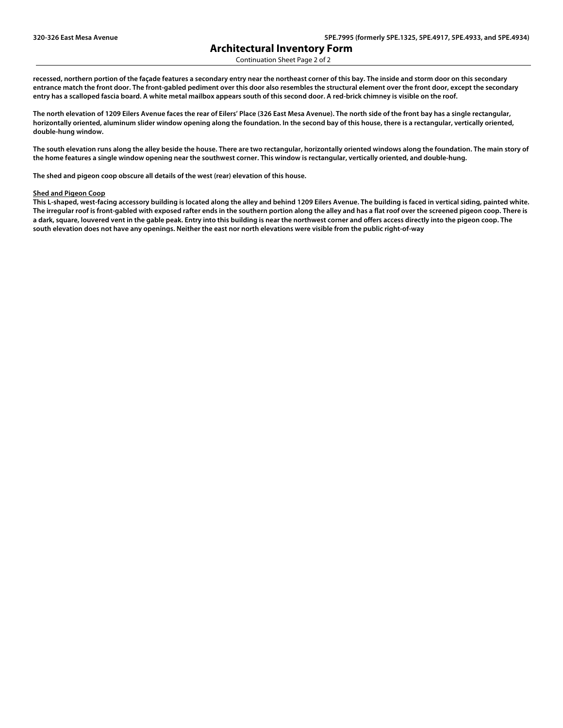recessed, northern portion of the façade features a secondary entry near the northeast corner of this bay. The inside and storm door on this secondary entrance match the front door. The front-gabled pediment over this door also resembles the structural element over the front door, except the secondary entry has a scalloped fascia board. A white metal mailbox appears south of this second door. A red-brick chimney is visible on the roof.

The north elevation of 1209 Eilers Avenue faces the rear of Eilers' Place (326 East Mesa Avenue). The north side of the front bay has a single rectangular, horizontally oriented, aluminum slider window opening along the foundation. In the second bay of this house, there is a rectangular, vertically oriented, double-hung window.

The south elevation runs along the alley beside the house. There are two rectangular, horizontally oriented windows along the foundation. The main story of the home features a single window opening near the southwest corner. This window is rectangular, vertically oriented, and double-hung.

The shed and pigeon coop obscure all details of the west (rear) elevation of this house.

<u>Shed and Pigeon Coop</u>

This L-shaped, west-facing accessory building is located along the alley and behind 1209 Eilers Avenue. The building is faced in vertical siding, painted white. The irregular roof is front-gabled with exposed rafter ends in the southern portion along the alley and has a flat roof over the screened pigeon coop. There is a dark, square, louvered vent in the gable peak. Entry into this building is near the northwest corner and offers access directly into the pigeon coop. The south elevation does not have any openings. Neither the east nor north elevations were visible from the public right-of-way